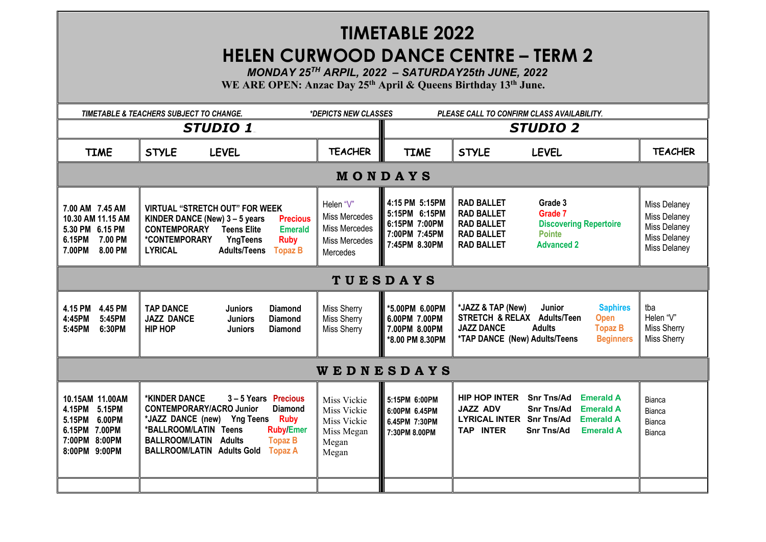# TIMETABLE 2022

# HELEN CURWOOD DANCE CENTRE – TERM 2

***MONDAY 25TH ARPIL, 2022 – SATURDAY25th JUNE, 2022***

**WE ARE OPEN: Anzac Day 25th April & Queens Birthday 13th June.**

*TIMETABLE & TEACHERS SUBJECT TO CHANGE. \*DEPICTS NEW CLASSES PLEASE CALL TO CONFIRM CLASS AVAILABILITY.*

| STUDIO 1 | | | STUDIO 2 | | |
|---|---|---|---|---|---|
| **TIME** | **STYLE LEVEL** | **TEACHER** | **TIME** | **STYLE LEVEL** | **TEACHER** |
| **MONDAYS** | | | | | |
| 7.00 AM 7.45 AM<br>10.30 AM 11.15 AM<br>5.30 PM 6.15 PM<br>6.15PM 7.00 PM<br>7.00PM 8.00 PM | VIRTUAL "STRETCH OUT" FOR WEEK<br>KINDER DANCE (New) 3 – 5 years Precious<br>CONTEMPORARY Teens Elite Emerald<br>*CONTEMPORARY YngTeens Ruby<br>LYRICAL Adults/Teens Topaz B | Helen "V"<br>Miss Mercedes<br>Miss Mercedes<br>Miss Mercedes<br>Mercedes | 4:15 PM 5:15PM<br>5:15PM 6:15PM<br>6:15PM 7:00PM<br>7:00PM 7:45PM<br>7:45PM 8.30PM | RAD BALLET Grade 3<br>RAD BALLET Grade 7<br>RAD BALLET Discovering Repertoire<br>RAD BALLET Pointe<br>RAD BALLET Advanced 2 | Miss Delaney<br>Miss Delaney<br>Miss Delaney<br>Miss Delaney<br>Miss Delaney |
| **TUESDAYS** | | | | | |
| 4.15 PM 4.45 PM<br>4:45PM 5:45PM<br>5:45PM 6:30PM | TAP DANCE Juniors Diamond<br>JAZZ DANCE Juniors Diamond<br>HIP HOP Juniors Diamond | Miss Sherry<br>Miss Sherry<br>Miss Sherry | *5.00PM 6.00PM<br>6.00PM 7.00PM<br>7.00PM 8.00PM<br>*8.00 PM 8.30PM | *JAZZ & TAP (New) Junior Saphires<br>STRETCH & RELAX Adults/Teen Open<br>JAZZ DANCE Adults Topaz B<br>*TAP DANCE (New) Adults/Teens Beginners | tba<br>Helen "V"<br>Miss Sherry<br>Miss Sherry |
| **WEDNESDAYS** | | | | | |
| 10.15AM 11.00AM<br>4.15PM 5.15PM<br>5.15PM 6.00PM<br>6.15PM 7.00PM<br>7:00PM 8:00PM<br>8:00PM 9:00PM | *KINDER DANCE 3 – 5 Years Precious<br>CONTEMPORARY/ACRO Junior Diamond<br>*JAZZ DANCE (new) Yng Teens Ruby<br>*BALLROOM/LATIN Teens Ruby/Emer<br>BALLROOM/LATIN Adults Topaz B<br>BALLROOM/LATIN Adults Gold Topaz A | Miss Vickie<br>Miss Vickie<br>Miss Vickie<br>Miss Megan<br>Megan<br>Megan | 5:15PM 6:00PM<br>6:00PM 6.45PM<br>6.45PM 7:30PM<br>7:30PM 8.00PM | HIP HOP INTER Snr Tns/Ad Emerald A<br>JAZZ ADV Snr Tns/Ad Emerald A<br>LYRICAL INTER Snr Tns/Ad Emerald A<br>TAP INTER Snr Tns/Ad Emerald A | Bianca<br>Bianca<br>Bianca<br>Bianca |
| | | | | | |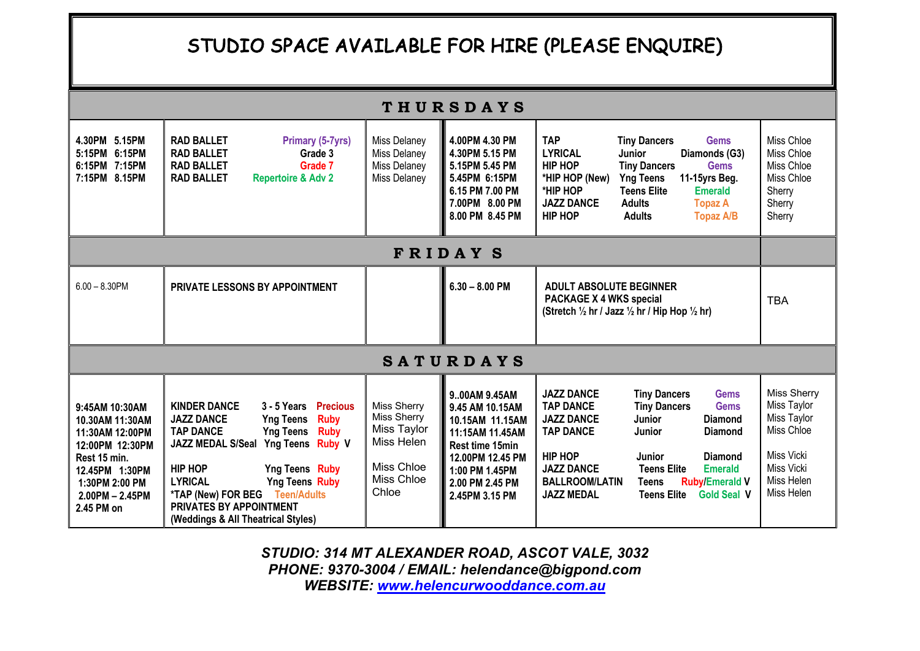# STUDIO SPACE AVAILABLE FOR HIRE (PLEASE ENQUIRE)

## THURSDAYS

| | | | | | |
|---|---|---|---|---|---|
| 4.30PM 5.15PM<br>5:15PM 6:15PM<br>6:15PM 7:15PM<br>7:15PM 8.15PM | RAD BALLET Primary (5-7yrs)<br>RAD BALLET Grade 3<br>RAD BALLET Grade 7<br>RAD BALLET Repertoire & Adv 2 | Miss Delaney<br>Miss Delaney<br>Miss Delaney<br>Miss Delaney | 4.00PM 4.30 PM<br>4.30PM 5.15 PM<br>5.15PM 5.45 PM<br>5.45PM 6:15PM<br>6.15 PM 7.00 PM<br>7.00PM 8.00 PM<br>8.00 PM 8.45 PM | TAP Tiny Dancers Gems<br>LYRICAL Junior Diamonds (G3)<br>HIP HOP Tiny Dancers Gems<br>*HIP HOP (New) Yng Teens 11-15yrs Beg.<br>*HIP HOP Teens Elite Emerald<br>JAZZ DANCE Adults Topaz A<br>HIP HOP Adults Topaz A/B | Miss Chloe<br>Miss Chloe<br>Miss Chloe<br>Miss Chloe<br>Sherry<br>Sherry<br>Sherry |

## FRIDAY S

| | | | | | |
|---|---|---|---|---|---|
| 6.00 – 8.30PM | PRIVATE LESSONS BY APPOINTMENT | | 6.30 – 8.00 PM | ADULT ABSOLUTE BEGINNER<br>PACKAGE X 4 WKS special<br>(Stretch ½ hr / Jazz ½ hr / Hip Hop ½ hr) | TBA |

## SATURDAYS

| | | | | | |
|---|---|---|---|---|---|
| 9:45AM 10:30AM<br>10.30AM 11:30AM<br>11:30AM 12:00PM<br>12:00PM 12:30PM<br>Rest 15 min.<br>12.45PM 1:30PM<br>1:30PM 2:00 PM<br>2.00PM – 2.45PM<br>2.45 PM on | KINDER DANCE 3 - 5 Years Precious<br>JAZZ DANCE Yng Teens Ruby<br>TAP DANCE Yng Teens Ruby<br>JAZZ MEDAL S/Seal Yng Teens Ruby V<br><br>HIP HOP Yng Teens Ruby<br>LYRICAL Yng Teens Ruby<br>*TAP (New) FOR BEG Teen/Adults<br>PRIVATES BY APPOINTMENT<br>(Weddings & All Theatrical Styles) | Miss Sherry<br>Miss Sherry<br>Miss Taylor<br>Miss Helen<br><br>Miss Chloe<br>Miss Chloe<br>Chloe | 9..00AM 9.45AM<br>9.45 AM 10.15AM<br>10.15AM 11.15AM<br>11:15AM 11.45AM<br>Rest time 15min<br>12.00PM 12.45 PM<br>1:00 PM 1.45PM<br>2.00 PM 2.45 PM<br>2.45PM 3.15 PM | JAZZ DANCE Tiny Dancers Gems<br>TAP DANCE Tiny Dancers Gems<br>JAZZ DANCE Junior Diamond<br>TAP DANCE Junior Diamond<br><br>HIP HOP Junior Diamond<br>JAZZ DANCE Teens Elite Emerald<br>BALLROOM/LATIN Teens Ruby/Emerald V<br>JAZZ MEDAL Teens Elite Gold Seal V | Miss Sherry<br>Miss Taylor<br>Miss Taylor<br>Miss Chloe<br><br>Miss Vicki<br>Miss Vicki<br>Miss Helen<br>Miss Helen |

***STUDIO: 314 MT ALEXANDER ROAD, ASCOT VALE, 3032***
***PHONE: 9370-3004 / EMAIL: helendance@bigpond.com***
***WEBSITE: www.helencurwooddance.com.au***